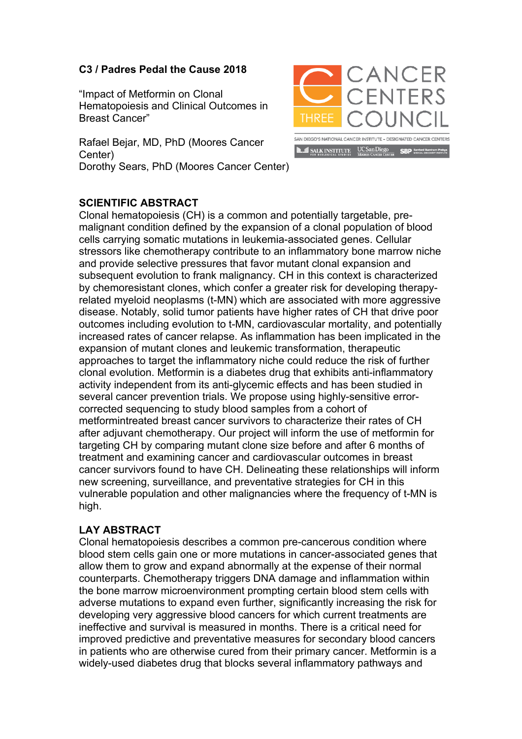**C3 / Padres Pedal the Cause 2018**

"Impact of Metformin on Clonal Hematopoiesis and Clinical Outcomes in Breast Cancer"

Rafael Bejar, MD, PhD (Moores Cancer Center)
Dorothy Sears, PhD (Moores Cancer Center)

## SCIENTIFIC ABSTRACT

Clonal hematopoiesis (CH) is a common and potentially targetable, pre-malignant condition defined by the expansion of a clonal population of blood cells carrying somatic mutations in leukemia-associated genes. Cellular stressors like chemotherapy contribute to an inflammatory bone marrow niche and provide selective pressures that favor mutant clonal expansion and subsequent evolution to frank malignancy. CH in this context is characterized by chemoresistant clones, which confer a greater risk for developing therapy-related myeloid neoplasms (t-MN) which are associated with more aggressive disease. Notably, solid tumor patients have higher rates of CH that drive poor outcomes including evolution to t-MN, cardiovascular mortality, and potentially increased rates of cancer relapse. As inflammation has been implicated in the expansion of mutant clones and leukemic transformation, therapeutic approaches to target the inflammatory niche could reduce the risk of further clonal evolution. Metformin is a diabetes drug that exhibits anti-inflammatory activity independent from its anti-glycemic effects and has been studied in several cancer prevention trials. We propose using highly-sensitive error-corrected sequencing to study blood samples from a cohort of metformintreated breast cancer survivors to characterize their rates of CH after adjuvant chemotherapy. Our project will inform the use of metformin for targeting CH by comparing mutant clone size before and after 6 months of treatment and examining cancer and cardiovascular outcomes in breast cancer survivors found to have CH. Delineating these relationships will inform new screening, surveillance, and preventative strategies for CH in this vulnerable population and other malignancies where the frequency of t-MN is high.

## LAY ABSTRACT

Clonal hematopoiesis describes a common pre-cancerous condition where blood stem cells gain one or more mutations in cancer-associated genes that allow them to grow and expand abnormally at the expense of their normal counterparts. Chemotherapy triggers DNA damage and inflammation within the bone marrow microenvironment prompting certain blood stem cells with adverse mutations to expand even further, significantly increasing the risk for developing very aggressive blood cancers for which current treatments are ineffective and survival is measured in months. There is a critical need for improved predictive and preventative measures for secondary blood cancers in patients who are otherwise cured from their primary cancer. Metformin is a widely-used diabetes drug that blocks several inflammatory pathways and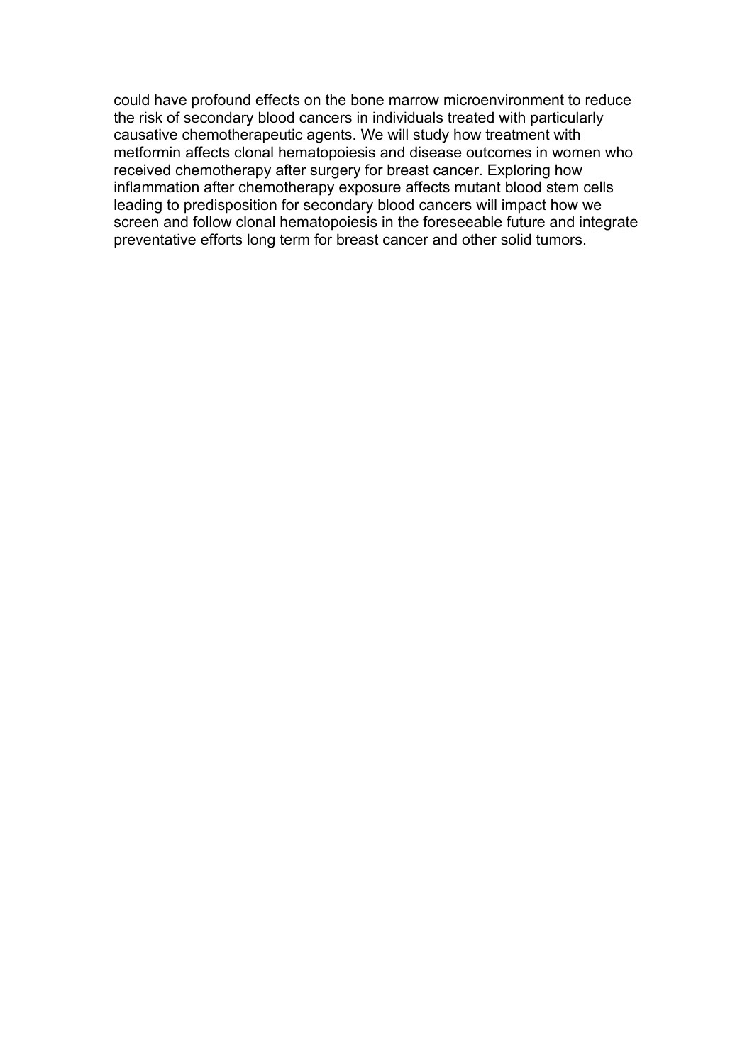could have profound effects on the bone marrow microenvironment to reduce the risk of secondary blood cancers in individuals treated with particularly causative chemotherapeutic agents. We will study how treatment with metformin affects clonal hematopoiesis and disease outcomes in women who received chemotherapy after surgery for breast cancer. Exploring how inflammation after chemotherapy exposure affects mutant blood stem cells leading to predisposition for secondary blood cancers will impact how we screen and follow clonal hematopoiesis in the foreseeable future and integrate preventative efforts long term for breast cancer and other solid tumors.